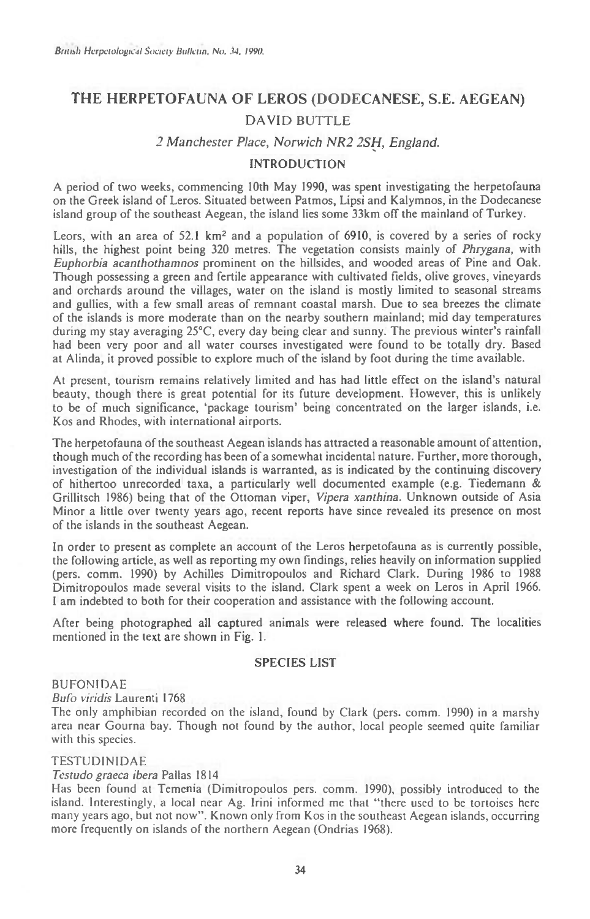# THE HERPETOFAUNA OF LEROS (DODECANESE, S.E. AEGEAN)

## DAVID BUTTLE

*2 Manchester Place, Norwich NR2 2SH, England.*

## INTRODUCTION

A period of two weeks, commencing 10th May 1990, was spent investigating the herpetofauna on the Greek island of Leros. Situated between Patmos, Lipsi and Kalymnos, in the Dodecanese island group of the southeast Aegean, the island lies some 33km off the mainland of Turkey.

Leors, with an area of 52.1 km² and a population of 6910, is covered by a series of rocky hills, the highest point being 320 metres. The vegetation consists mainly of *Phrygana*, with *Euphorbia acanthothamnos* prominent on the hillsides, and wooded areas of Pine and Oak. Though possessing a green and fertile appearance with cultivated fields, olive groves, vineyards and orchards around the villages, water on the island is mostly limited to seasonal streams and gullies, with a few small areas of remnant coastal marsh. Due to sea breezes the climate of the islands is more moderate than on the nearby southern mainland; mid day temperatures during my stay averaging 25°C, every day being clear and sunny. The previous winter's rainfall had been very poor and all water courses investigated were found to be totally dry. Based at Alinda, it proved possible to explore much of the island by foot during the time available.

At present, tourism remains relatively limited and has had little effect on the island's natural beauty, though there is great potential for its future development. However, this is unlikely to be of much significance, 'package tourism' being concentrated on the larger islands, i.e. Kos and Rhodes, with international airports.

The herpetofauna of the southeast Aegean islands has attracted a reasonable amount of attention, though much of the recording has been of a somewhat incidental nature. Further, more thorough, investigation of the individual islands is warranted, as is indicated by the continuing discovery of hithertoo unrecorded taxa, a particularly well documented example (e.g. Tiedemann & Grillitsch 1986) being that of the Ottoman viper, *Vipera xanthina*. Unknown outside of Asia Minor a little over twenty years ago, recent reports have since revealed its presence on most of the islands in the southeast Aegean.

In order to present as complete an account of the Leros herpetofauna as is currently possible, the following article, as well as reporting my own findings, relies heavily on information supplied (pers. comm. 1990) by Achilles Dimitropoulos and Richard Clark. During 1986 to 1988 Dimitropoulos made several visits to the island. Clark spent a week on Leros in April 1966. I am indebted to both for their cooperation and assistance with the following account.

After being photographed all captured animals were released where found. The localities mentioned in the text are shown in Fig. 1.

## SPECIES LIST

### BUFONIDAE

*Bufo viridis* Laurenti 1768

The only amphibian recorded on the island, found by Clark (pers. comm. 1990) in a marshy area near Gourna bay. Though not found by the author, local people seemed quite familiar with this species.

### TESTUDINIDAE

*Testudo graeca ibera* Pallas 1814

Has been found at Temenia (Dimitropoulos pers. comm. 1990), possibly introduced to the island. Interestingly, a local near Ag. Irini informed me that "there used to be tortoises here many years ago, but not now". Known only from Kos in the southeast Aegean islands, occurring more frequently on islands of the northern Aegean (Ondrias 1968).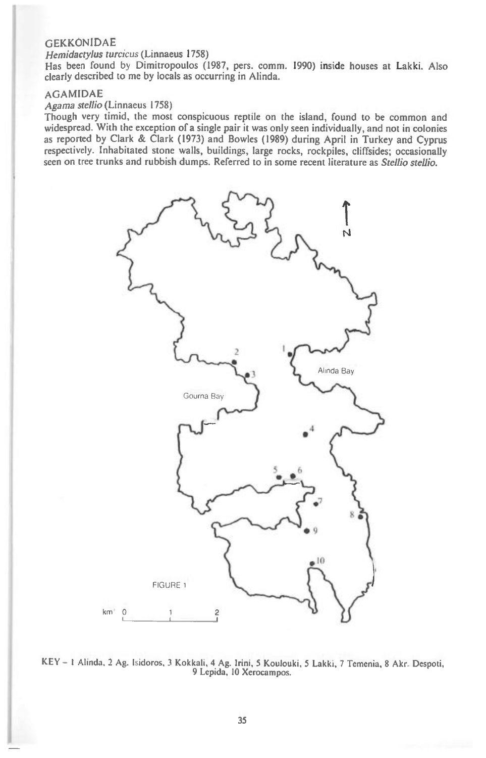## GEKKONIDAE

*Hemidactylus turcicus* (Linnaeus 1758)

Has been found by Dimitropoulos (1987, pers. comm. 1990) inside houses at Lakki. Also clearly described to me by locals as occurring in Alinda.

## AGAMIDAE

*Agama stellio* (Linnaeus 1758)

Though very timid, the most conspicuous reptile on the island, found to be common and widespread. With the exception of a single pair it was only seen individually, and not in colonies as reported by Clark & Clark (1973) and Bowles (1989) during April in Turkey and Cyprus respectively. Inhabitated stone walls, buildings, large rocks, rockpiles, cliffsides; occasionally seen on tree trunks and rubbish dumps. Referred to in some recent literature as *Stellio stellio.*

FIGURE 1

KEY – 1 Alinda, 2 Ag. Isidoros, 3 Kokkali, 4 Ag. Irini, 5 Koulouki, 5 Lakki, 7 Temenia, 8 Akr. Despoti, 9 Lepida, 10 Xerocampos.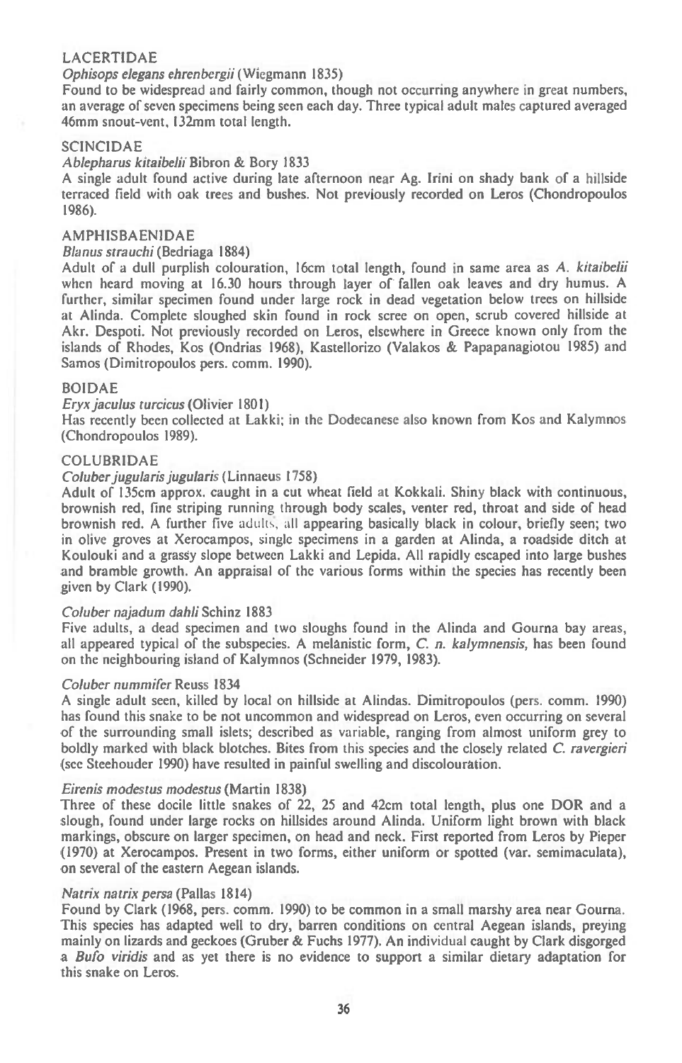## LACERTIDAE

### *Ophisops elegans ehrenbergii* (Wiegmann 1835)

Found to be widespread and fairly common, though not occurring anywhere in great numbers, an average of seven specimens being seen each day. Three typical adult males captured averaged 46mm snout-vent, 132mm total length.

## SCINCIDAE

### *Ablepharus kitaibelii* Bibron & Bory 1833

A single adult found active during late afternoon near Ag. Irini on shady bank of a hillside terraced field with oak trees and bushes. Not previously recorded on Leros (Chondropoulos 1986).

## AMPHISBAENIDAE

### *Blanus strauchi* (Bedriaga 1884)

Adult of a dull purplish colouration, 16cm total length, found in same area as *A. kitaibelii* when heard moving at 16.30 hours through layer of fallen oak leaves and dry humus. A further, similar specimen found under large rock in dead vegetation below trees on hillside at Alinda. Complete sloughed skin found in rock scree on open, scrub covered hillside at Akr. Despoti. Not previously recorded on Leros, elsewhere in Greece known only from the islands of Rhodes, Kos (Ondrias 1968), Kastellorizo (Valakos & Papapanagiotou 1985) and Samos (Dimitropoulos pers. comm. 1990).

## BOIDAE

### *Eryx jaculus turcicus* (Olivier 1801)

Has recently been collected at Lakki; in the Dodecanese also known from Kos and Kalymnos (Chondropoulos 1989).

## COLUBRIDAE

### *Coluber jugularis jugularis* (Linnaeus 1758)

Adult of 135cm approx. caught in a cut wheat field at Kokkali. Shiny black with continuous, brownish red, fine striping running through body scales, venter red, throat and side of head brownish red. A further five adults, all appearing basically black in colour, briefly seen; two in olive groves at Xerocampos, single specimens in a garden at Alinda, a roadside ditch at Koulouki and a grassy slope between Lakki and Lepida. All rapidly escaped into large bushes and bramble growth. An appraisal of the various forms within the species has recently been given by Clark (1990).

### *Coluber najadum dahli* Schinz 1883

Five adults, a dead specimen and two sloughs found in the Alinda and Gourna bay areas, all appeared typical of the subspecies. A melanistic form, *C. n. kalymnensis*, has been found on the neighbouring island of Kalymnos (Schneider 1979, 1983).

### *Coluber nummifer* Reuss 1834

A single adult seen, killed by local on hillside at Alindas. Dimitropoulos (pers. comm. 1990) has found this snake to be not uncommon and widespread on Leros, even occurring on several of the surrounding small islets; described as variable, ranging from almost uniform grey to boldly marked with black blotches. Bites from this species and the closely related *C. ravergieri* (see Steehouder 1990) have resulted in painful swelling and discolouration.

### *Eirenis modestus modestus* (Martin 1838)

Three of these docile little snakes of 22, 25 and 42cm total length, plus one DOR and a slough, found under large rocks on hillsides around Alinda. Uniform light brown with black markings, obscure on larger specimen, on head and neck. First reported from Leros by Pieper (1970) at Xerocampos. Present in two forms, either uniform or spotted (var. semimaculata), on several of the eastern Aegean islands.

### *Natrix natrix persa* (Pallas 1814)

Found by Clark (1968, pers. comm. 1990) to be common in a small marshy area near Gourna. This species has adapted well to dry, barren conditions on central Aegean islands, preying mainly on lizards and geckoes (Gruber & Fuchs 1977). An individual caught by Clark disgorged a *Bufo viridis* and as yet there is no evidence to support a similar dietary adaptation for this snake on Leros.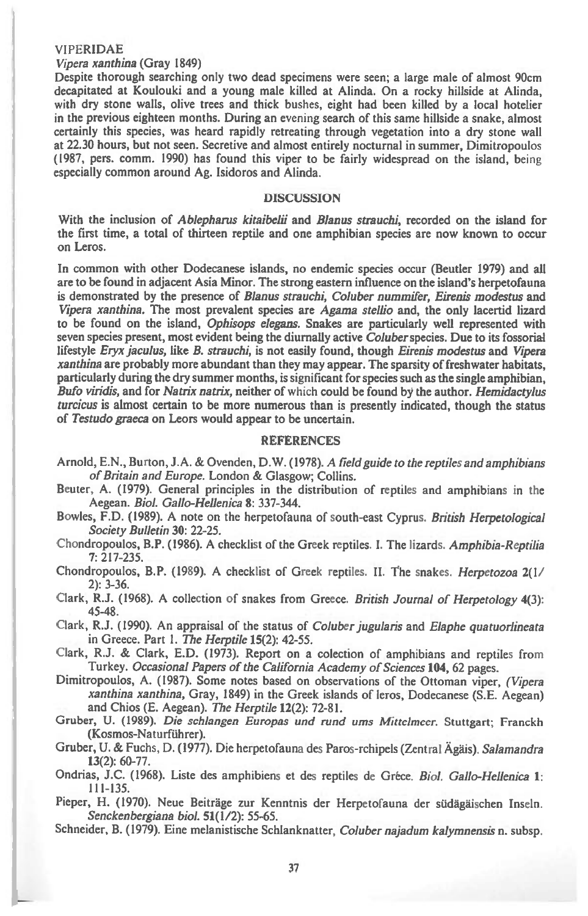VIPERIDAE

*Vipera xanthina* (Gray 1849)

Despite thorough searching only two dead specimens were seen; a large male of almost 90cm decapitated at Koulouki and a young male killed at Alinda. On a rocky hillside at Alinda, with dry stone walls, olive trees and thick bushes, eight had been killed by a local hotelier in the previous eighteen months. During an evening search of this same hillside a snake, almost certainly this species, was heard rapidly retreating through vegetation into a dry stone wall at 22.30 hours, but not seen. Secretive and almost entirely nocturnal in summer, Dimitropoulos (1987, pers. comm. 1990) has found this viper to be fairly widespread on the island, being especially common around Ag. Isidoros and Alinda.

## DISCUSSION

With the inclusion of *Ablepharus kitaibelii* and *Blanus strauchi*, recorded on the island for the first time, a total of thirteen reptile and one amphibian species are now known to occur on Leros.

In common with other Dodecanese islands, no endemic species occur (Beutler 1979) and all are to be found in adjacent Asia Minor. The strong eastern influence on the island's herpetofauna is demonstrated by the presence of *Blanus strauchi*, *Coluber nummifer*, *Eirenis modestus* and *Vipera xanthina*. The most prevalent species are *Agama stellio* and, the only lacertid lizard to be found on the island, *Ophisops elegans*. Snakes are particularly well represented with seven species present, most evident being the diurnally active *Coluber* species. Due to its fossorial lifestyle *Eryx jaculus*, like *B. strauchi*, is not easily found, though *Eirenis modestus* and *Vipera xanthina* are probably more abundant than they may appear. The sparsity of freshwater habitats, particularly during the dry summer months, is significant for species such as the single amphibian, *Bufo viridis*, and for *Natrix natrix*, neither of which could be found by the author. *Hemidactylus turcicus* is almost certain to be more numerous than is presently indicated, though the status of *Testudo graeca* on Leors would appear to be uncertain.

## REFERENCES

Arnold, E.N., Burton, J.A. & Ovenden, D.W. (1978). *A field guide to the reptiles and amphibians of Britain and Europe.* London & Glasgow; Collins.

Beuter, A. (1979). General principles in the distribution of reptiles and amphibians in the Aegean. *Biol. Gallo-Hellenica* **8**: 337-344.

Bowles, F.D. (1989). A note on the herpetofauna of south-east Cyprus. *British Herpetological Society Bulletin* **30**: 22-25.

Chondropoulos, B.P. (1986). A checklist of the Greek reptiles. I. The lizards. *Amphibia-Reptilia* **7**: 217-235.

Chondropoulos, B.P. (1989). A checklist of Greek reptiles. II. The snakes. *Herpetozoa* **2**(1/2): 3-36.

Clark, R.J. (1968). A collection of snakes from Greece. *British Journal of Herpetology* **4**(3): 45-48.

Clark, R.J. (1990). An appraisal of the status of *Coluber jugularis* and *Elaphe quatuorlineata* in Greece. Part 1. *The Herptile* **15**(2): 42-55.

Clark, R.J. & Clark, E.D. (1973). Report on a colection of amphibians and reptiles from Turkey. *Occasional Papers of the California Academy of Sciences* **104**, 62 pages.

Dimitropoulos, A. (1987). Some notes based on observations of the Ottoman viper, *(Vipera xanthina xanthina*, Gray, 1849) in the Greek islands of leros, Dodecanese (S.E. Aegean) and Chios (E. Aegean). *The Herptile* **12**(2): 72-81.

Gruber, U. (1989). *Die schlangen Europas und rund ums Mittelmeer.* Stuttgart; Franckh (Kosmos-Naturführer).

Gruber, U. & Fuchs, D. (1977). Die herpetofauna des Paros-rchipels (Zentral Ägäis). *Salamandra* **13**(2): 60-77.

Ondrias, J.C. (1968). Liste des amphibiens et des reptiles de Grèce. *Biol. Gallo-Hellenica* **1**: 111-135.

Pieper, H. (1970). Neue Beiträge zur Kenntnis der Herpetofauna der südägäischen Inseln. *Senckenbergiana biol.* **51**(1/2): 55-65.

Schneider, B. (1979). Eine melanistische Schlanknatter, *Coluber najadum kalymnensis* n. subsp.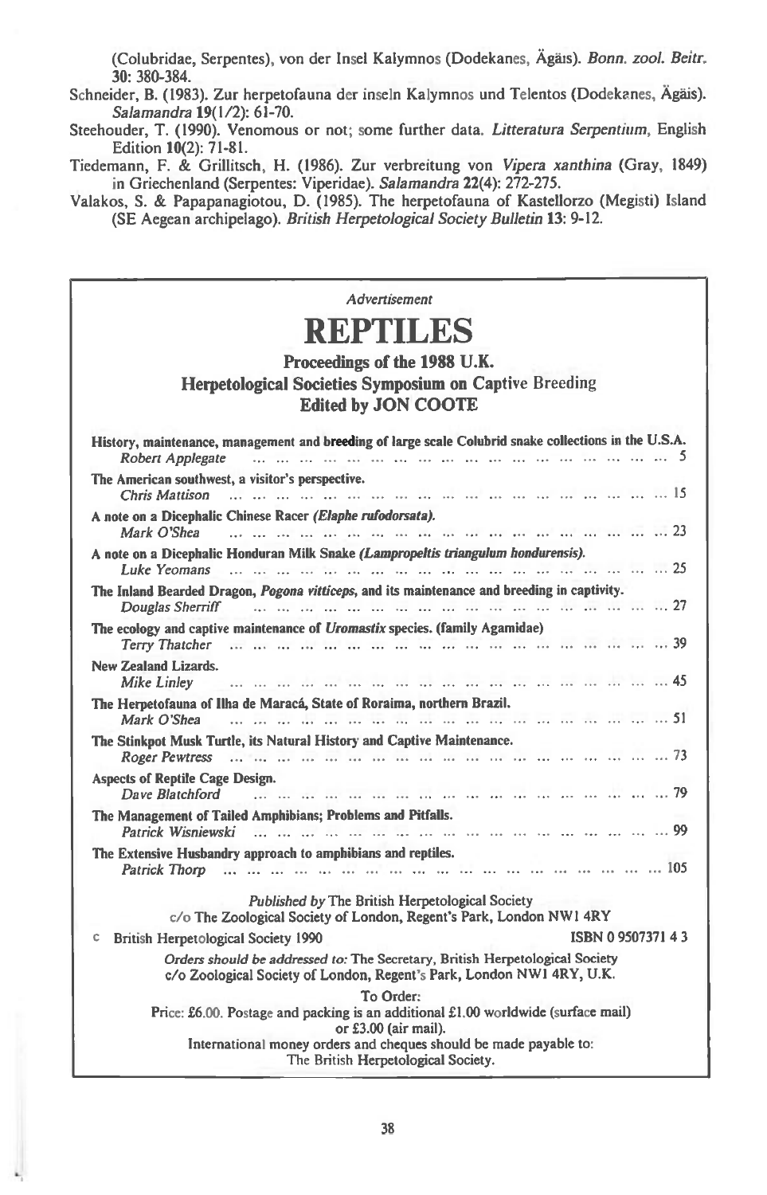(Colubridae, Serpentes), von der Insel Kalymnos (Dodekanes, Ägäis). *Bonn. zool. Beitr.* **30**: 380-384.

Schneider, B. (1983). Zur herpetofauna der inseln Kalymnos und Telentos (Dodekanes, Ägäis). *Salamandra* **19**(1/2): 61-70.

Steehouder, T. (1990). Venomous or not; some further data. *Litteratura Serpentium*, English Edition **10**(2): 71-81.

Tiedemann, F. & Grillitsch, H. (1986). Zur verbreitung von *Vipera xanthina* (Gray, 1849) in Griechenland (Serpentes: Viperidae). *Salamandra* **22**(4): 272-275.

Valakos, S. & Papapanagiotou, D. (1985). The herpetofauna of Kastellorzo (Megisti) Island (SE Aegean archipelago). *British Herpetological Society Bulletin* **13**: 9-12.

---

*Advertisement*

# REPTILES

**Proceedings of the 1988 U.K. Herpetological Societies Symposium on Captive Breeding**

**Edited by JON COOTE**

**History, maintenance, management and breeding of large scale Colubrid snake collections in the U.S.A.**
*Robert Applegate* ... 5

**The American southwest, a visitor's perspective.**
*Chris Mattison* ... 15

**A note on a Dicephalic Chinese Racer *(Elaphe rufodorsata).***
*Mark O'Shea* ... 23

**A note on a Dicephalic Honduran Milk Snake *(Lampropeltis triangulum hondurensis).***
*Luke Yeomans* ... 25

**The Inland Bearded Dragon, *Pogona vitticeps*, and its maintenance and breeding in captivity.**
*Douglas Sherriff* ... 27

**The ecology and captive maintenance of *Uromastix* species. (family Agamidae)**
*Terry Thatcher* ... 39

**New Zealand Lizards.**
*Mike Linley* ... 45

**The Herpetofauna of Ilha de Maracá, State of Roraima, northern Brazil.**
*Mark O'Shea* ... 51

**The Stinkpot Musk Turtle, its Natural History and Captive Maintenance.**
*Roger Pewtress* ... 73

**Aspects of Reptile Cage Design.**
*Dave Blatchford* ... 79

**The Management of Tailed Amphibians; Problems and Pitfalls.**
*Patrick Wisniewski* ... 99

**The Extensive Husbandry approach to amphibians and reptiles.**
*Patrick Thorp* ... 105

*Published by* The British Herpetological Society
c/o The Zoological Society of London, Regent's Park, London NW1 4RY

© British Herpetological Society 1990 — ISBN 0 9507371 4 3

*Orders should be addressed to:* The Secretary, British Herpetological Society
c/o Zoological Society of London, Regent's Park, London NW1 4RY, U.K.

To Order:
Price: £6.00. Postage and packing is an additional £1.00 worldwide (surface mail) or £3.00 (air mail).
International money orders and cheques should be made payable to:
The British Herpetological Society.